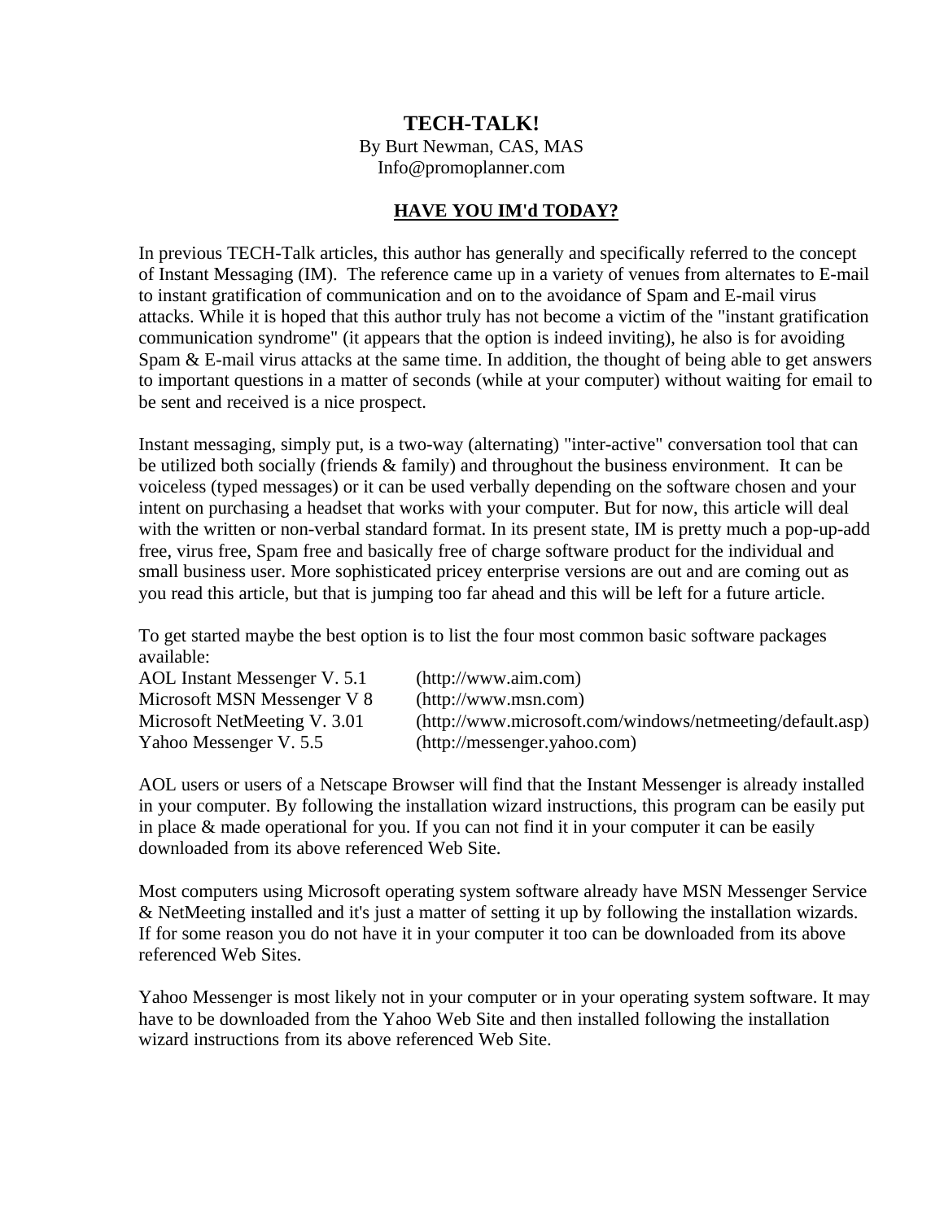# TECH-TALK!

By Burt Newman, CAS, MAS
Info@promoplanner.com

## HAVE YOU IM'd TODAY?

In previous TECH-Talk articles, this author has generally and specifically referred to the concept of Instant Messaging (IM). The reference came up in a variety of venues from alternates to E-mail to instant gratification of communication and on to the avoidance of Spam and E-mail virus attacks. While it is hoped that this author truly has not become a victim of the "instant gratification communication syndrome" (it appears that the option is indeed inviting), he also is for avoiding Spam & E-mail virus attacks at the same time. In addition, the thought of being able to get answers to important questions in a matter of seconds (while at your computer) without waiting for email to be sent and received is a nice prospect.

Instant messaging, simply put, is a two-way (alternating) "inter-active" conversation tool that can be utilized both socially (friends & family) and throughout the business environment. It can be voiceless (typed messages) or it can be used verbally depending on the software chosen and your intent on purchasing a headset that works with your computer. But for now, this article will deal with the written or non-verbal standard format. In its present state, IM is pretty much a pop-up-add free, virus free, Spam free and basically free of charge software product for the individual and small business user. More sophisticated pricey enterprise versions are out and are coming out as you read this article, but that is jumping too far ahead and this will be left for a future article.

To get started maybe the best option is to list the four most common basic software packages available:

| | |
|---|---|
| AOL Instant Messenger V. 5.1 | (http://www.aim.com) |
| Microsoft MSN Messenger V 8 | (http://www.msn.com) |
| Microsoft NetMeeting V. 3.01 | (http://www.microsoft.com/windows/netmeeting/default.asp) |
| Yahoo Messenger V. 5.5 | (http://messenger.yahoo.com) |

AOL users or users of a Netscape Browser will find that the Instant Messenger is already installed in your computer. By following the installation wizard instructions, this program can be easily put in place & made operational for you. If you can not find it in your computer it can be easily downloaded from its above referenced Web Site.

Most computers using Microsoft operating system software already have MSN Messenger Service & NetMeeting installed and it's just a matter of setting it up by following the installation wizards. If for some reason you do not have it in your computer it too can be downloaded from its above referenced Web Sites.

Yahoo Messenger is most likely not in your computer or in your operating system software. It may have to be downloaded from the Yahoo Web Site and then installed following the installation wizard instructions from its above referenced Web Site.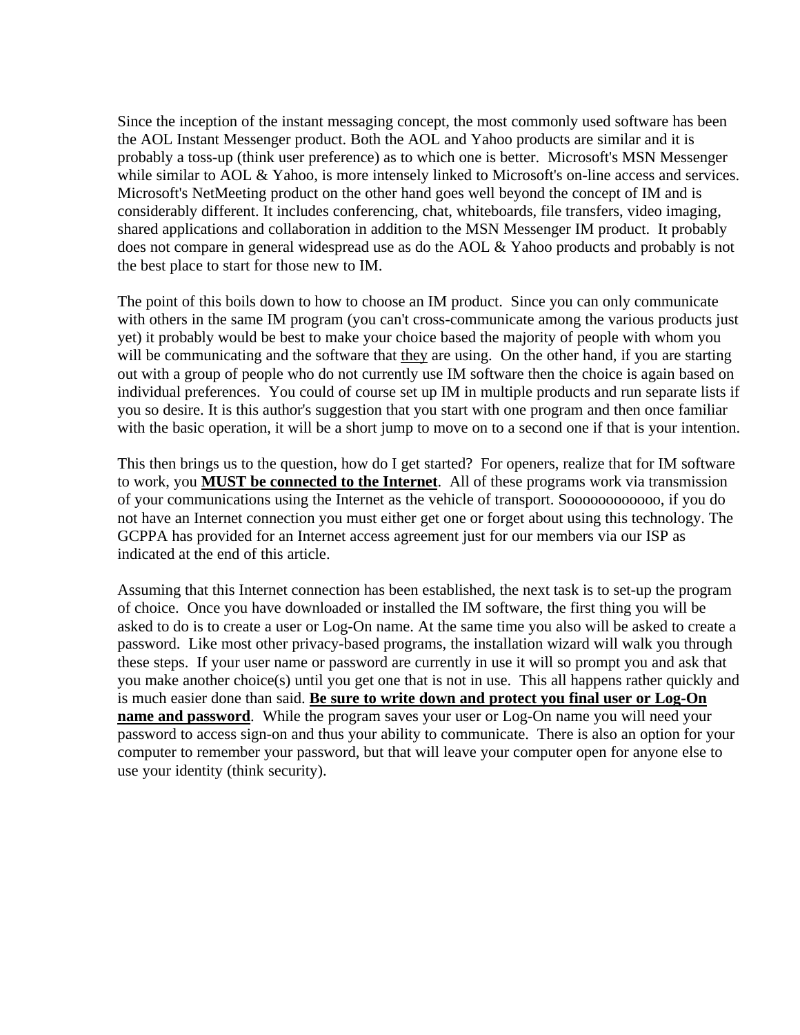Since the inception of the instant messaging concept, the most commonly used software has been the AOL Instant Messenger product. Both the AOL and Yahoo products are similar and it is probably a toss-up (think user preference) as to which one is better. Microsoft's MSN Messenger while similar to AOL & Yahoo, is more intensely linked to Microsoft's on-line access and services. Microsoft's NetMeeting product on the other hand goes well beyond the concept of IM and is considerably different. It includes conferencing, chat, whiteboards, file transfers, video imaging, shared applications and collaboration in addition to the MSN Messenger IM product. It probably does not compare in general widespread use as do the AOL & Yahoo products and probably is not the best place to start for those new to IM.

The point of this boils down to how to choose an IM product. Since you can only communicate with others in the same IM program (you can't cross-communicate among the various products just yet) it probably would be best to make your choice based the majority of people with whom you will be communicating and the software that <u>they</u> are using. On the other hand, if you are starting out with a group of people who do not currently use IM software then the choice is again based on individual preferences. You could of course set up IM in multiple products and run separate lists if you so desire. It is this author's suggestion that you start with one program and then once familiar with the basic operation, it will be a short jump to move on to a second one if that is your intention.

This then brings us to the question, how do I get started? For openers, realize that for IM software to work, you **<u>MUST be connected to the Internet</u>**. All of these programs work via transmission of your communications using the Internet as the vehicle of transport. Soooooooooooo, if you do not have an Internet connection you must either get one or forget about using this technology. The GCPPA has provided for an Internet access agreement just for our members via our ISP as indicated at the end of this article.

Assuming that this Internet connection has been established, the next task is to set-up the program of choice. Once you have downloaded or installed the IM software, the first thing you will be asked to do is to create a user or Log-On name. At the same time you also will be asked to create a password. Like most other privacy-based programs, the installation wizard will walk you through these steps. If your user name or password are currently in use it will so prompt you and ask that you make another choice(s) until you get one that is not in use. This all happens rather quickly and is much easier done than said. **<u>Be sure to write down and protect you final user or Log-On name and password</u>**. While the program saves your user or Log-On name you will need your password to access sign-on and thus your ability to communicate. There is also an option for your computer to remember your password, but that will leave your computer open for anyone else to use your identity (think security).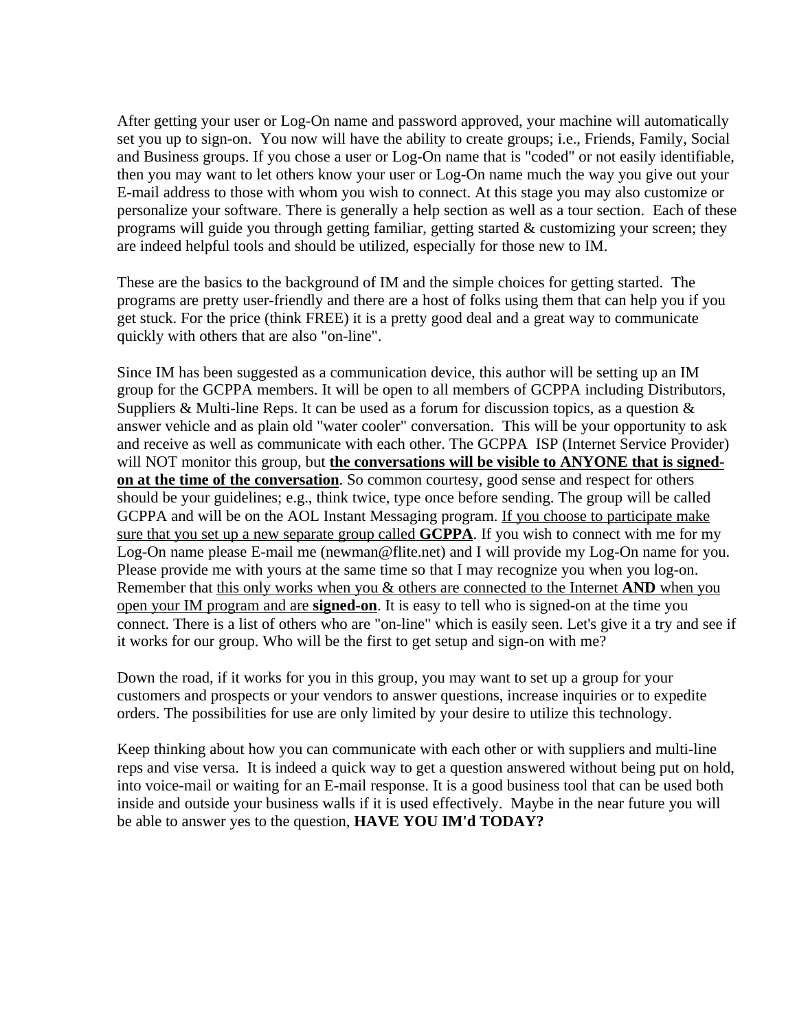After getting your user or Log-On name and password approved, your machine will automatically set you up to sign-on. You now will have the ability to create groups; i.e., Friends, Family, Social and Business groups. If you chose a user or Log-On name that is "coded" or not easily identifiable, then you may want to let others know your user or Log-On name much the way you give out your E-mail address to those with whom you wish to connect. At this stage you may also customize or personalize your software. There is generally a help section as well as a tour section. Each of these programs will guide you through getting familiar, getting started & customizing your screen; they are indeed helpful tools and should be utilized, especially for those new to IM.

These are the basics to the background of IM and the simple choices for getting started. The programs are pretty user-friendly and there are a host of folks using them that can help you if you get stuck. For the price (think FREE) it is a pretty good deal and a great way to communicate quickly with others that are also "on-line".

Since IM has been suggested as a communication device, this author will be setting up an IM group for the GCPPA members. It will be open to all members of GCPPA including Distributors, Suppliers & Multi-line Reps. It can be used as a forum for discussion topics, as a question & answer vehicle and as plain old "water cooler" conversation. This will be your opportunity to ask and receive as well as communicate with each other. The GCPPA ISP (Internet Service Provider) will NOT monitor this group, but <u>**the conversations will be visible to ANYONE that is signed-on at the time of the conversation**</u>. So common courtesy, good sense and respect for others should be your guidelines; e.g., think twice, type once before sending. The group will be called GCPPA and will be on the AOL Instant Messaging program. <u>If you choose to participate make sure that you set up a new separate group called **GCPPA**</u>. If you wish to connect with me for my Log-On name please E-mail me (newman@flite.net) and I will provide my Log-On name for you. Please provide me with yours at the same time so that I may recognize you when you log-on. Remember that <u>this only works when you & others are connected to the Internet **AND** when you open your IM program and are **signed-on**</u>. It is easy to tell who is signed-on at the time you connect. There is a list of others who are "on-line" which is easily seen. Let's give it a try and see if it works for our group. Who will be the first to get setup and sign-on with me?

Down the road, if it works for you in this group, you may want to set up a group for your customers and prospects or your vendors to answer questions, increase inquiries or to expedite orders. The possibilities for use are only limited by your desire to utilize this technology.

Keep thinking about how you can communicate with each other or with suppliers and multi-line reps and vise versa. It is indeed a quick way to get a question answered without being put on hold, into voice-mail or waiting for an E-mail response. It is a good business tool that can be used both inside and outside your business walls if it is used effectively. Maybe in the near future you will be able to answer yes to the question, **HAVE YOU IM'd TODAY?**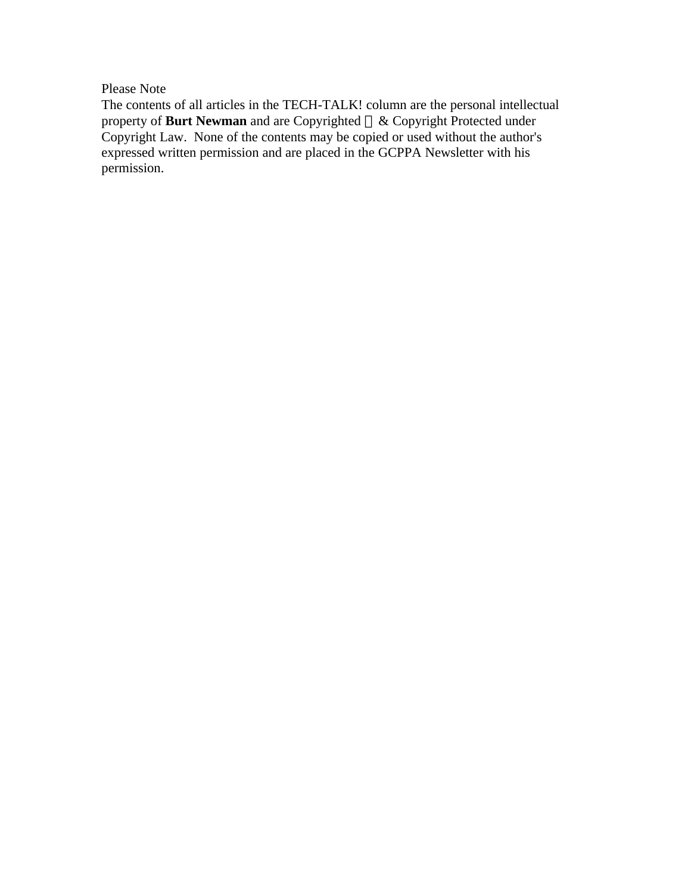Please Note

The contents of all articles in the TECH-TALK! column are the personal intellectual property of **Burt Newman** and are Copyrighted  & Copyright Protected under Copyright Law. None of the contents may be copied or used without the author's expressed written permission and are placed in the GCPPA Newsletter with his permission.